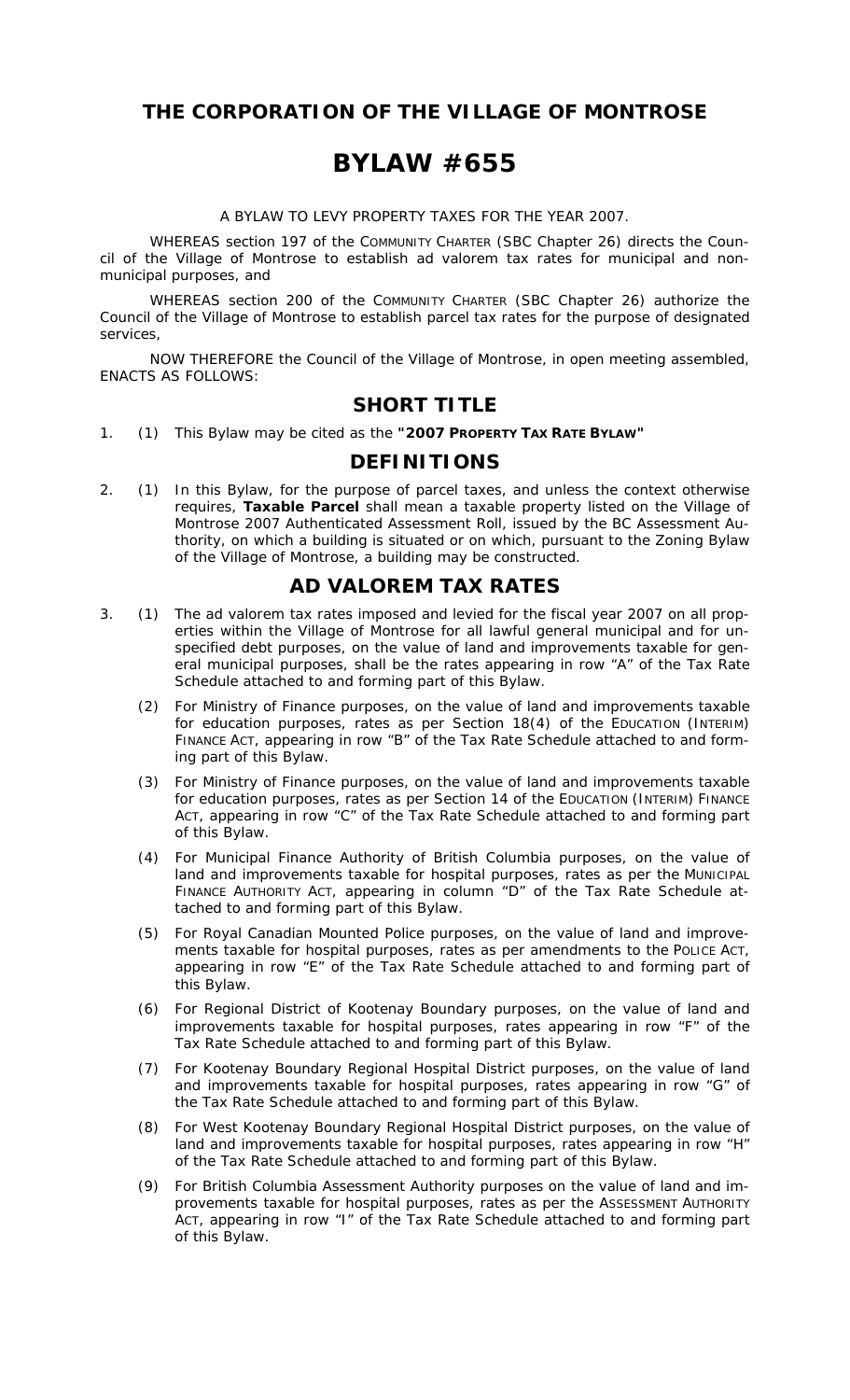# THE CORPORATION OF THE VILLAGE OF MONTROSE

# BYLAW #655

A BYLAW TO LEVY PROPERTY TAXES FOR THE YEAR 2007.

WHEREAS section 197 of the COMMUNITY CHARTER (SBC Chapter 26) directs the Council of the Village of Montrose to establish ad valorem tax rates for municipal and non-municipal purposes, and

WHEREAS section 200 of the COMMUNITY CHARTER (SBC Chapter 26) authorize the Council of the Village of Montrose to establish parcel tax rates for the purpose of designated services,

NOW THEREFORE the Council of the Village of Montrose, in open meeting assembled, ENACTS AS FOLLOWS:

## SHORT TITLE

1. (1) This Bylaw may be cited as the **"2007 PROPERTY TAX RATE BYLAW"**

## DEFINITIONS

2. (1) In this Bylaw, for the purpose of parcel taxes, and unless the context otherwise requires, **Taxable Parcel** shall mean a taxable property listed on the Village of Montrose 2007 Authenticated Assessment Roll, issued by the BC Assessment Authority, on which a building is situated or on which, pursuant to the Zoning Bylaw of the Village of Montrose, a building may be constructed.

## AD VALOREM TAX RATES

3. (1) The ad valorem tax rates imposed and levied for the fiscal year 2007 on all properties within the Village of Montrose for all lawful general municipal and for unspecified debt purposes, on the value of land and improvements taxable for general municipal purposes, shall be the rates appearing in row "A" of the Tax Rate Schedule attached to and forming part of this Bylaw.

   (2) For Ministry of Finance purposes, on the value of land and improvements taxable for education purposes, rates as per Section 18(4) of the EDUCATION (INTERIM) FINANCE ACT, appearing in row "B" of the Tax Rate Schedule attached to and forming part of this Bylaw.

   (3) For Ministry of Finance purposes, on the value of land and improvements taxable for education purposes, rates as per Section 14 of the EDUCATION (INTERIM) FINANCE ACT, appearing in row "C" of the Tax Rate Schedule attached to and forming part of this Bylaw.

   (4) For Municipal Finance Authority of British Columbia purposes, on the value of land and improvements taxable for hospital purposes, rates as per the MUNICIPAL FINANCE AUTHORITY ACT, appearing in column "D" of the Tax Rate Schedule attached to and forming part of this Bylaw.

   (5) For Royal Canadian Mounted Police purposes, on the value of land and improvements taxable for hospital purposes, rates as per amendments to the POLICE ACT, appearing in row "E" of the Tax Rate Schedule attached to and forming part of this Bylaw.

   (6) For Regional District of Kootenay Boundary purposes, on the value of land and improvements taxable for hospital purposes, rates appearing in row "F" of the Tax Rate Schedule attached to and forming part of this Bylaw.

   (7) For Kootenay Boundary Regional Hospital District purposes, on the value of land and improvements taxable for hospital purposes, rates appearing in row "G" of the Tax Rate Schedule attached to and forming part of this Bylaw.

   (8) For West Kootenay Boundary Regional Hospital District purposes, on the value of land and improvements taxable for hospital purposes, rates appearing in row "H" of the Tax Rate Schedule attached to and forming part of this Bylaw.

   (9) For British Columbia Assessment Authority purposes on the value of land and improvements taxable for hospital purposes, rates as per the ASSESSMENT AUTHORITY ACT, appearing in row "I" of the Tax Rate Schedule attached to and forming part of this Bylaw.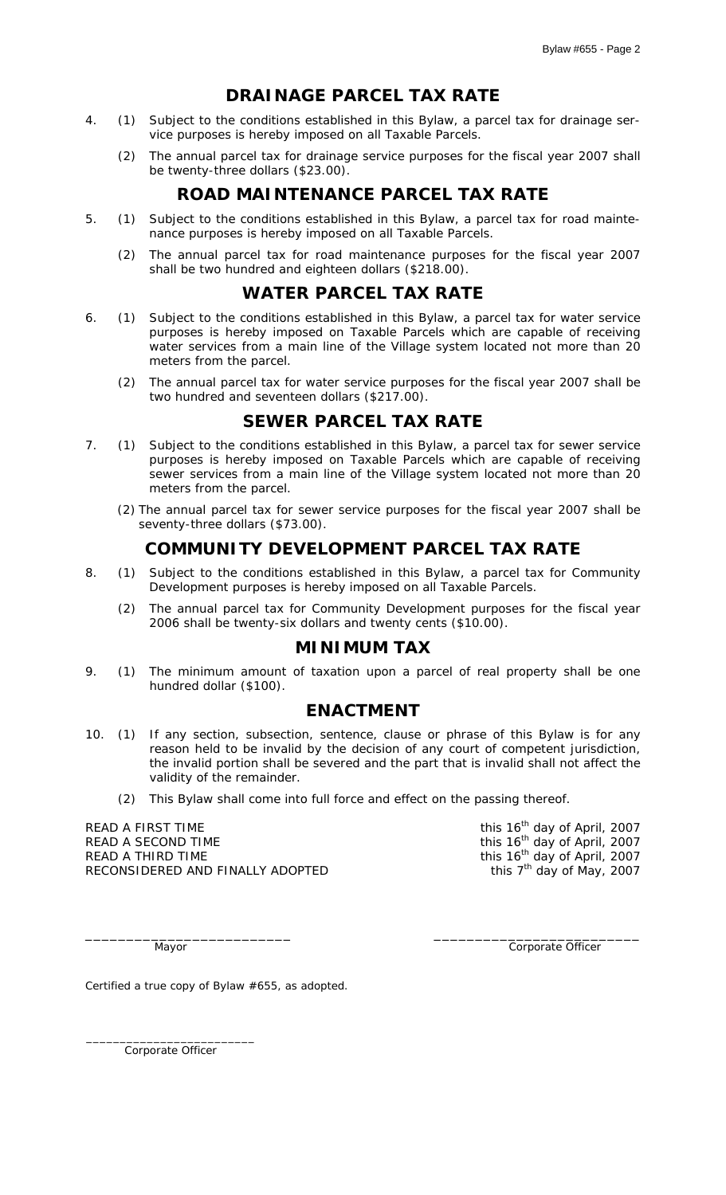## DRAINAGE PARCEL TAX RATE

4. (1) Subject to the conditions established in this Bylaw, a parcel tax for drainage service purposes is hereby imposed on all Taxable Parcels.

   (2) The annual parcel tax for drainage service purposes for the fiscal year 2007 shall be twenty-three dollars ($23.00).

## ROAD MAINTENANCE PARCEL TAX RATE

5. (1) Subject to the conditions established in this Bylaw, a parcel tax for road maintenance purposes is hereby imposed on all Taxable Parcels.

   (2) The annual parcel tax for road maintenance purposes for the fiscal year 2007 shall be two hundred and eighteen dollars ($218.00).

## WATER PARCEL TAX RATE

6. (1) Subject to the conditions established in this Bylaw, a parcel tax for water service purposes is hereby imposed on Taxable Parcels which are capable of receiving water services from a main line of the Village system located not more than 20 meters from the parcel.

   (2) The annual parcel tax for water service purposes for the fiscal year 2007 shall be two hundred and seventeen dollars ($217.00).

## SEWER PARCEL TAX RATE

7. (1) Subject to the conditions established in this Bylaw, a parcel tax for sewer service purposes is hereby imposed on Taxable Parcels which are capable of receiving sewer services from a main line of the Village system located not more than 20 meters from the parcel.

   (2) The annual parcel tax for sewer service purposes for the fiscal year 2007 shall be seventy-three dollars ($73.00).

## COMMUNITY DEVELOPMENT PARCEL TAX RATE

8. (1) Subject to the conditions established in this Bylaw, a parcel tax for Community Development purposes is hereby imposed on all Taxable Parcels.

   (2) The annual parcel tax for Community Development purposes for the fiscal year 2006 shall be twenty-six dollars and twenty cents ($10.00).

## MINIMUM TAX

9. (1) The minimum amount of taxation upon a parcel of real property shall be one hundred dollar ($100).

## ENACTMENT

10. (1) If any section, subsection, sentence, clause or phrase of this Bylaw is for any reason held to be invalid by the decision of any court of competent jurisdiction, the invalid portion shall be severed and the part that is invalid shall not affect the validity of the remainder.

    (2) This Bylaw shall come into full force and effect on the passing thereof.

READ A FIRST TIME this 16th day of April, 2007
READ A SECOND TIME this 16th day of April, 2007
READ A THIRD TIME this 16th day of April, 2007
RECONSIDERED AND FINALLY ADOPTED this 7th day of May, 2007

_________________________ Mayor

_________________________ Corporate Officer

Certified a true copy of Bylaw #655, as adopted.

_________________________ Corporate Officer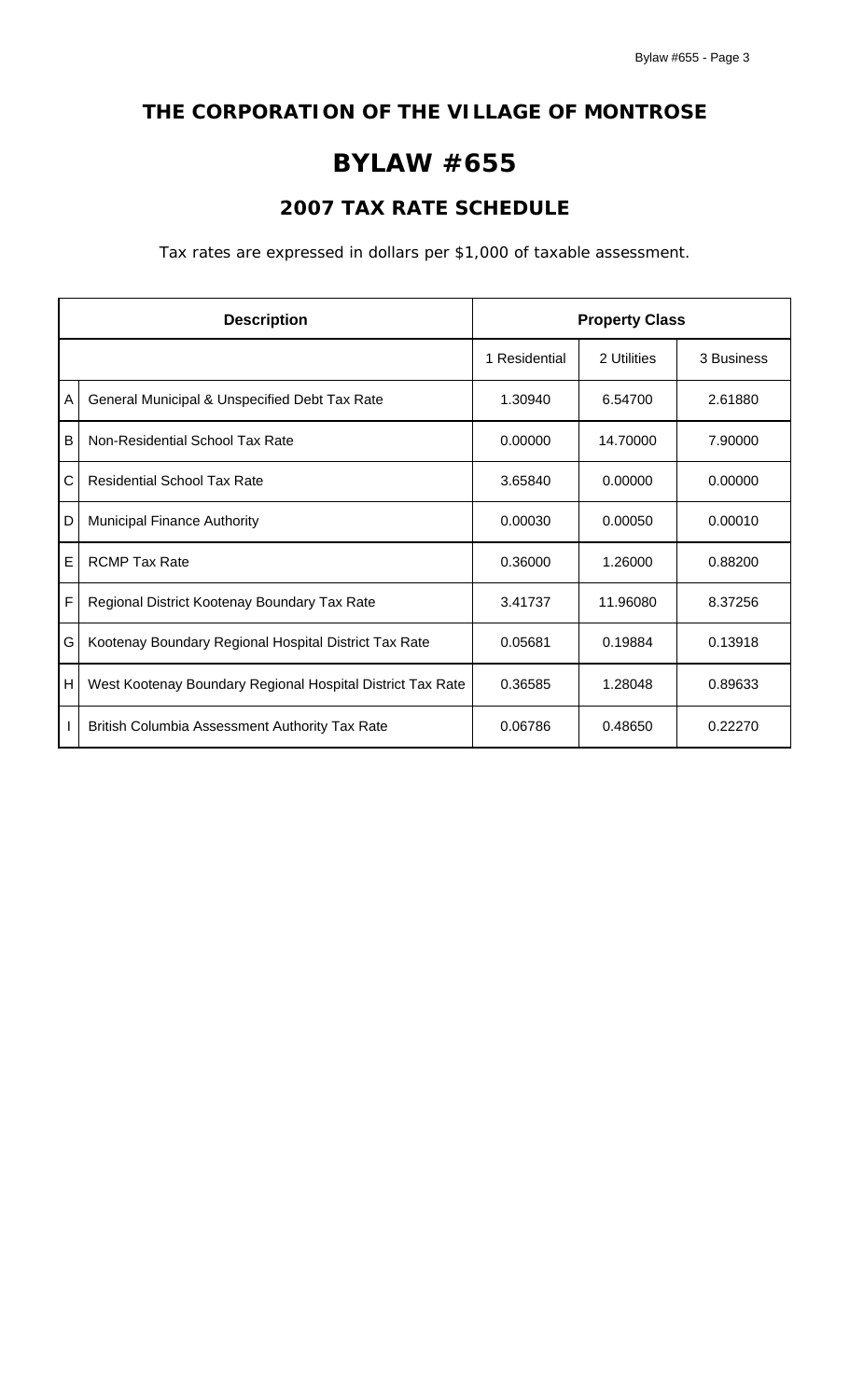# THE CORPORATION OF THE VILLAGE OF MONTROSE

# BYLAW #655

## 2007 TAX RATE SCHEDULE

Tax rates are expressed in dollars per $1,000 of taxable assessment.

| Description | | Property Class | | |
|---|---|---|---|---|
| | | 1 Residential | 2 Utilities | 3 Business |
| A | General Municipal & Unspecified Debt Tax Rate | 1.30940 | 6.54700 | 2.61880 |
| B | Non-Residential School Tax Rate | 0.00000 | 14.70000 | 7.90000 |
| C | Residential School Tax Rate | 3.65840 | 0.00000 | 0.00000 |
| D | Municipal Finance Authority | 0.00030 | 0.00050 | 0.00010 |
| E | RCMP Tax Rate | 0.36000 | 1.26000 | 0.88200 |
| F | Regional District Kootenay Boundary Tax Rate | 3.41737 | 11.96080 | 8.37256 |
| G | Kootenay Boundary Regional Hospital District Tax Rate | 0.05681 | 0.19884 | 0.13918 |
| H | West Kootenay Boundary Regional Hospital District Tax Rate | 0.36585 | 1.28048 | 0.89633 |
| I | British Columbia Assessment Authority Tax Rate | 0.06786 | 0.48650 | 0.22270 |